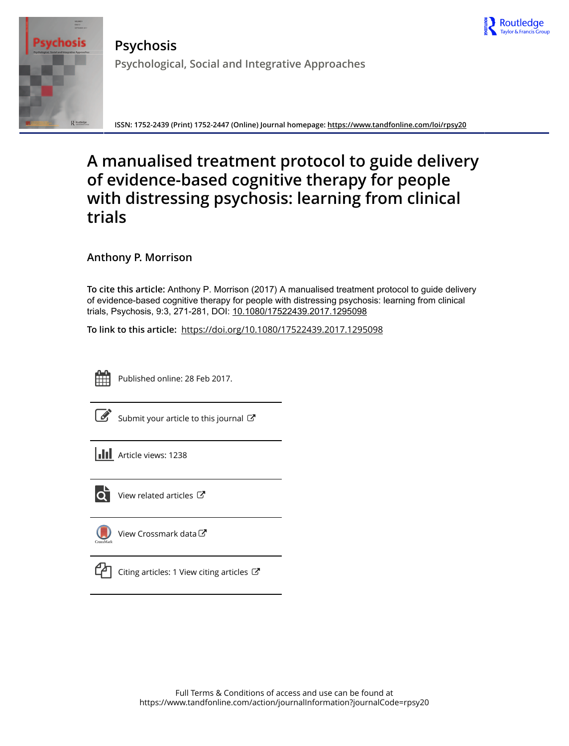# Psychosis

## Psychological, Social and Integrative Approaches

ISSN: 1752-2439 (Print) 1752-2447 (Online) Journal homepage: https://www.tandfonline.com/loi/rpsy20

# A manualised treatment protocol to guide delivery of evidence-based cognitive therapy for people with distressing psychosis: learning from clinical trials

Anthony P. Morrison

**To cite this article:** Anthony P. Morrison (2017) A manualised treatment protocol to guide delivery of evidence-based cognitive therapy for people with distressing psychosis: learning from clinical trials, Psychosis, 9:3, 271-281, DOI: 10.1080/17522439.2017.1295098

**To link to this article:** https://doi.org/10.1080/17522439.2017.1295098

Published online: 28 Feb 2017.

Submit your article to this journal

Article views: 1238

View related articles

View Crossmark data

Citing articles: 1 View citing articles

Full Terms & Conditions of access and use can be found at
https://www.tandfonline.com/action/journalInformation?journalCode=rpsy20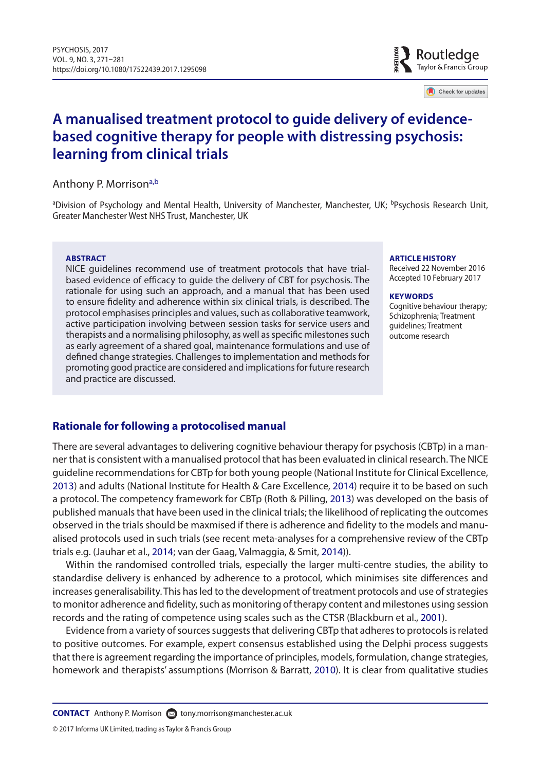# A manualised treatment protocol to guide delivery of evidence-based cognitive therapy for people with distressing psychosis: learning from clinical trials

Anthony P. Morrison[a,b]

[a]Division of Psychology and Mental Health, University of Manchester, Manchester, UK; [b]Psychosis Research Unit, Greater Manchester West NHS Trust, Manchester, UK

**ABSTRACT**

NICE guidelines recommend use of treatment protocols that have trial-based evidence of efficacy to guide the delivery of CBT for psychosis. The rationale for using such an approach, and a manual that has been used to ensure fidelity and adherence within six clinical trials, is described. The protocol emphasises principles and values, such as collaborative teamwork, active participation involving between session tasks for service users and therapists and a normalising philosophy, as well as specific milestones such as early agreement of a shared goal, maintenance formulations and use of defined change strategies. Challenges to implementation and methods for promoting good practice are considered and implications for future research and practice are discussed.

**ARTICLE HISTORY**

Received 22 November 2016
Accepted 10 February 2017

**KEYWORDS**

Cognitive behaviour therapy; Schizophrenia; Treatment guidelines; Treatment outcome research

## Rationale for following a protocolised manual

There are several advantages to delivering cognitive behaviour therapy for psychosis (CBTp) in a manner that is consistent with a manualised protocol that has been evaluated in clinical research. The NICE guideline recommendations for CBTp for both young people (National Institute for Clinical Excellence, 2013) and adults (National Institute for Health & Care Excellence, 2014) require it to be based on such a protocol. The competency framework for CBTp (Roth & Pilling, 2013) was developed on the basis of published manuals that have been used in the clinical trials; the likelihood of replicating the outcomes observed in the trials should be maxmised if there is adherence and fidelity to the models and manualised protocols used in such trials (see recent meta-analyses for a comprehensive review of the CBTp trials e.g. (Jauhar et al., 2014; van der Gaag, Valmaggia, & Smit, 2014)).

Within the randomised controlled trials, especially the larger multi-centre studies, the ability to standardise delivery is enhanced by adherence to a protocol, which minimises site differences and increases generalisability. This has led to the development of treatment protocols and use of strategies to monitor adherence and fidelity, such as monitoring of therapy content and milestones using session records and the rating of competence using scales such as the CTSR (Blackburn et al., 2001).

Evidence from a variety of sources suggests that delivering CBTp that adheres to protocols is related to positive outcomes. For example, expert consensus established using the Delphi process suggests that there is agreement regarding the importance of principles, models, formulation, change strategies, homework and therapists' assumptions (Morrison & Barratt, 2010). It is clear from qualitative studies

**CONTACT** Anthony P. Morrison tony.morrison@manchester.ac.uk

© 2017 Informa UK Limited, trading as Taylor & Francis Group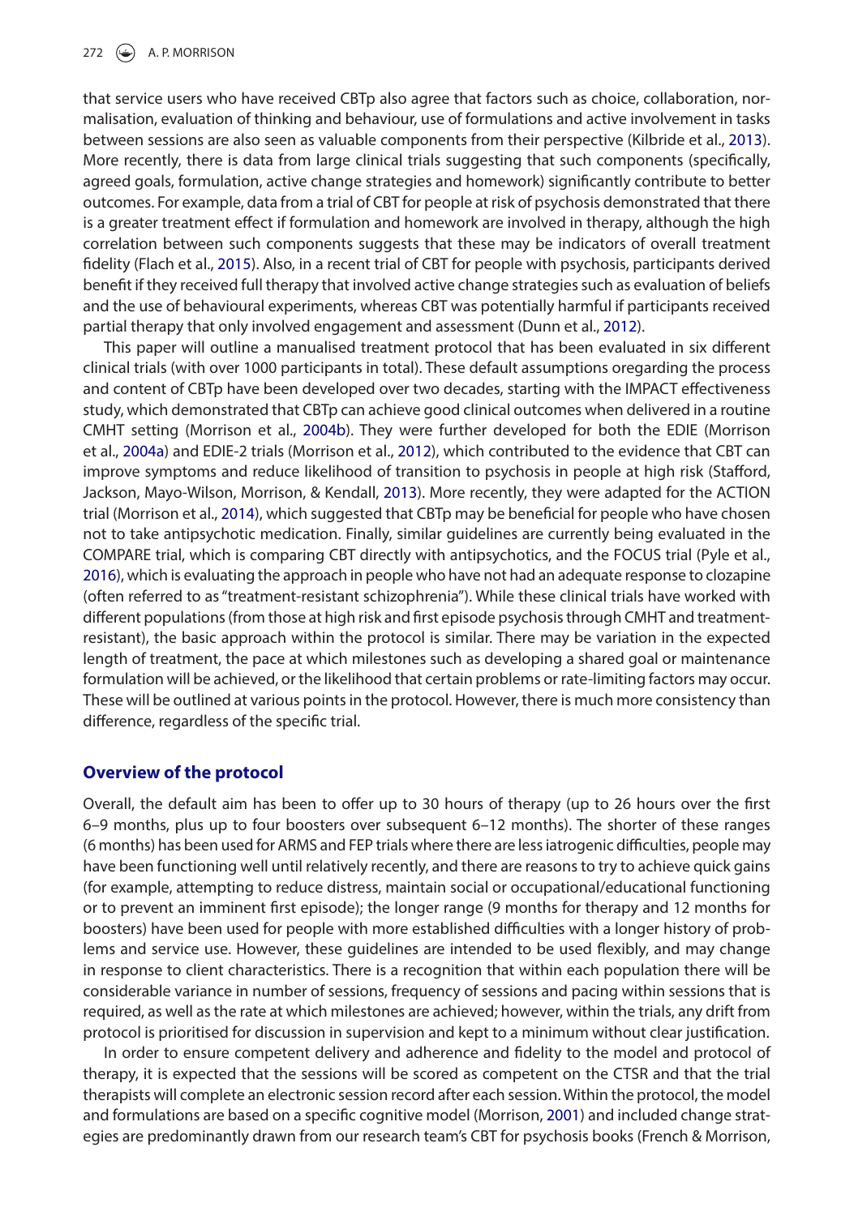that service users who have received CBTp also agree that factors such as choice, collaboration, normalisation, evaluation of thinking and behaviour, use of formulations and active involvement in tasks between sessions are also seen as valuable components from their perspective (Kilbride et al., 2013). More recently, there is data from large clinical trials suggesting that such components (specifically, agreed goals, formulation, active change strategies and homework) significantly contribute to better outcomes. For example, data from a trial of CBT for people at risk of psychosis demonstrated that there is a greater treatment effect if formulation and homework are involved in therapy, although the high correlation between such components suggests that these may be indicators of overall treatment fidelity (Flach et al., 2015). Also, in a recent trial of CBT for people with psychosis, participants derived benefit if they received full therapy that involved active change strategies such as evaluation of beliefs and the use of behavioural experiments, whereas CBT was potentially harmful if participants received partial therapy that only involved engagement and assessment (Dunn et al., 2012).

This paper will outline a manualised treatment protocol that has been evaluated in six different clinical trials (with over 1000 participants in total). These default assumptions oregarding the process and content of CBTp have been developed over two decades, starting with the IMPACT effectiveness study, which demonstrated that CBTp can achieve good clinical outcomes when delivered in a routine CMHT setting (Morrison et al., 2004b). They were further developed for both the EDIE (Morrison et al., 2004a) and EDIE-2 trials (Morrison et al., 2012), which contributed to the evidence that CBT can improve symptoms and reduce likelihood of transition to psychosis in people at high risk (Stafford, Jackson, Mayo-Wilson, Morrison, & Kendall, 2013). More recently, they were adapted for the ACTION trial (Morrison et al., 2014), which suggested that CBTp may be beneficial for people who have chosen not to take antipsychotic medication. Finally, similar guidelines are currently being evaluated in the COMPARE trial, which is comparing CBT directly with antipsychotics, and the FOCUS trial (Pyle et al., 2016), which is evaluating the approach in people who have not had an adequate response to clozapine (often referred to as "treatment-resistant schizophrenia"). While these clinical trials have worked with different populations (from those at high risk and first episode psychosis through CMHT and treatment-resistant), the basic approach within the protocol is similar. There may be variation in the expected length of treatment, the pace at which milestones such as developing a shared goal or maintenance formulation will be achieved, or the likelihood that certain problems or rate-limiting factors may occur. These will be outlined at various points in the protocol. However, there is much more consistency than difference, regardless of the specific trial.

## Overview of the protocol

Overall, the default aim has been to offer up to 30 hours of therapy (up to 26 hours over the first 6–9 months, plus up to four boosters over subsequent 6–12 months). The shorter of these ranges (6 months) has been used for ARMS and FEP trials where there are less iatrogenic difficulties, people may have been functioning well until relatively recently, and there are reasons to try to achieve quick gains (for example, attempting to reduce distress, maintain social or occupational/educational functioning or to prevent an imminent first episode); the longer range (9 months for therapy and 12 months for boosters) have been used for people with more established difficulties with a longer history of problems and service use. However, these guidelines are intended to be used flexibly, and may change in response to client characteristics. There is a recognition that within each population there will be considerable variance in number of sessions, frequency of sessions and pacing within sessions that is required, as well as the rate at which milestones are achieved; however, within the trials, any drift from protocol is prioritised for discussion in supervision and kept to a minimum without clear justification.

In order to ensure competent delivery and adherence and fidelity to the model and protocol of therapy, it is expected that the sessions will be scored as competent on the CTSR and that the trial therapists will complete an electronic session record after each session. Within the protocol, the model and formulations are based on a specific cognitive model (Morrison, 2001) and included change strategies are predominantly drawn from our research team's CBT for psychosis books (French & Morrison,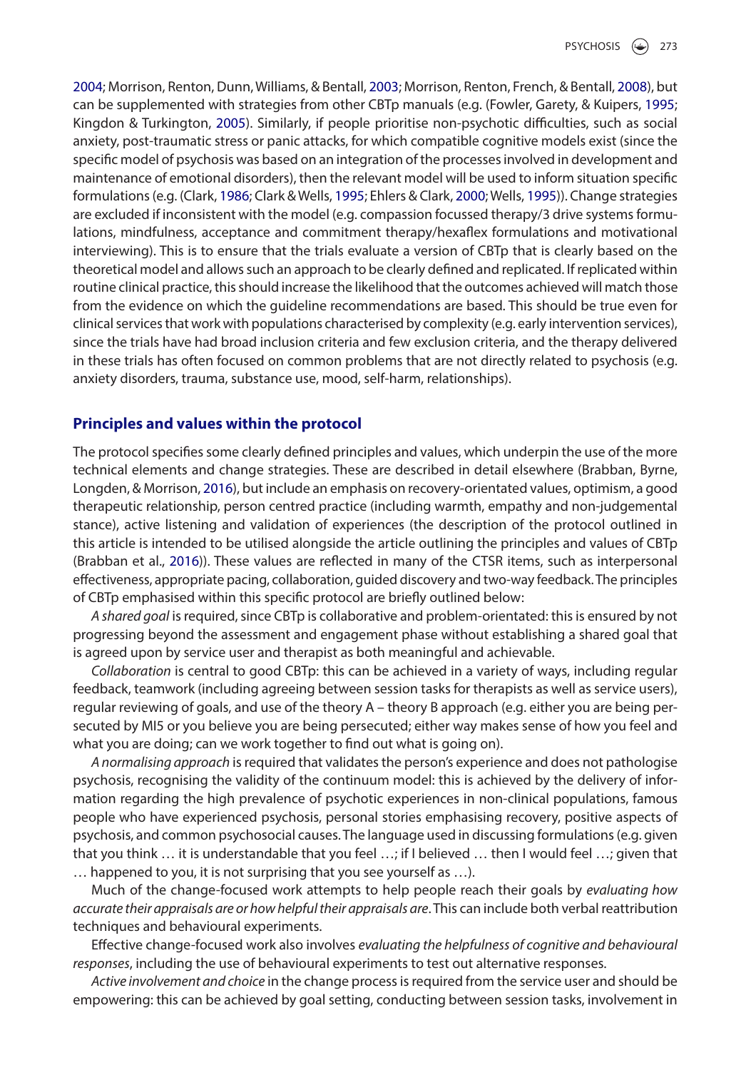2004; Morrison, Renton, Dunn, Williams, & Bentall, 2003; Morrison, Renton, French, & Bentall, 2008), but can be supplemented with strategies from other CBTp manuals (e.g. (Fowler, Garety, & Kuipers, 1995; Kingdon & Turkington, 2005). Similarly, if people prioritise non-psychotic difficulties, such as social anxiety, post-traumatic stress or panic attacks, for which compatible cognitive models exist (since the specific model of psychosis was based on an integration of the processes involved in development and maintenance of emotional disorders), then the relevant model will be used to inform situation specific formulations (e.g. (Clark, 1986; Clark & Wells, 1995; Ehlers & Clark, 2000; Wells, 1995)). Change strategies are excluded if inconsistent with the model (e.g. compassion focussed therapy/3 drive systems formulations, mindfulness, acceptance and commitment therapy/hexaflex formulations and motivational interviewing). This is to ensure that the trials evaluate a version of CBTp that is clearly based on the theoretical model and allows such an approach to be clearly defined and replicated. If replicated within routine clinical practice, this should increase the likelihood that the outcomes achieved will match those from the evidence on which the guideline recommendations are based. This should be true even for clinical services that work with populations characterised by complexity (e.g. early intervention services), since the trials have had broad inclusion criteria and few exclusion criteria, and the therapy delivered in these trials has often focused on common problems that are not directly related to psychosis (e.g. anxiety disorders, trauma, substance use, mood, self-harm, relationships).

## Principles and values within the protocol

The protocol specifies some clearly defined principles and values, which underpin the use of the more technical elements and change strategies. These are described in detail elsewhere (Brabban, Byrne, Longden, & Morrison, 2016), but include an emphasis on recovery-orientated values, optimism, a good therapeutic relationship, person centred practice (including warmth, empathy and non-judgemental stance), active listening and validation of experiences (the description of the protocol outlined in this article is intended to be utilised alongside the article outlining the principles and values of CBTp (Brabban et al., 2016)). These values are reflected in many of the CTSR items, such as interpersonal effectiveness, appropriate pacing, collaboration, guided discovery and two-way feedback. The principles of CBTp emphasised within this specific protocol are briefly outlined below:

*A shared goal* is required, since CBTp is collaborative and problem-orientated: this is ensured by not progressing beyond the assessment and engagement phase without establishing a shared goal that is agreed upon by service user and therapist as both meaningful and achievable.

*Collaboration* is central to good CBTp: this can be achieved in a variety of ways, including regular feedback, teamwork (including agreeing between session tasks for therapists as well as service users), regular reviewing of goals, and use of the theory A – theory B approach (e.g. either you are being persecuted by MI5 or you believe you are being persecuted; either way makes sense of how you feel and what you are doing; can we work together to find out what is going on).

*A normalising approach* is required that validates the person's experience and does not pathologise psychosis, recognising the validity of the continuum model: this is achieved by the delivery of information regarding the high prevalence of psychotic experiences in non-clinical populations, famous people who have experienced psychosis, personal stories emphasising recovery, positive aspects of psychosis, and common psychosocial causes. The language used in discussing formulations (e.g. given that you think … it is understandable that you feel …; if I believed … then I would feel …; given that … happened to you, it is not surprising that you see yourself as …).

Much of the change-focused work attempts to help people reach their goals by *evaluating how accurate their appraisals are or how helpful their appraisals are*. This can include both verbal reattribution techniques and behavioural experiments.

Effective change-focused work also involves *evaluating the helpfulness of cognitive and behavioural responses*, including the use of behavioural experiments to test out alternative responses.

*Active involvement and choice* in the change process is required from the service user and should be empowering: this can be achieved by goal setting, conducting between session tasks, involvement in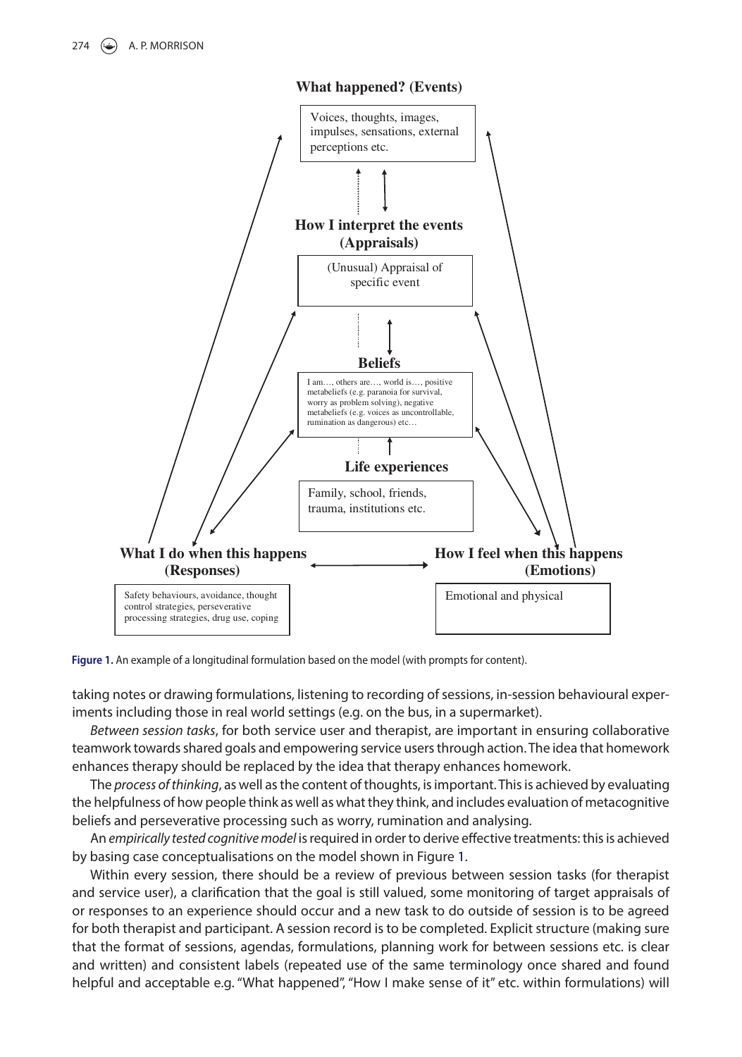**What happened? (Events)**

Voices, thoughts, images, impulses, sensations, external perceptions etc.

**How I interpret the events (Appraisals)**

(Unusual) Appraisal of specific event

**Beliefs**

I am…, others are…, world is…, positive metabeliefs (e.g. paranoia for survival, worry as problem solving), negative metabeliefs (e.g. voices as uncontrollable, rumination as dangerous) etc…

**Life experiences**

Family, school, friends, trauma, institutions etc.

**What I do when this happens (Responses)**

Safety behaviours, avoidance, thought control strategies, perseverative processing strategies, drug use, coping

**How I feel when this happens (Emotions)**

Emotional and physical

**Figure 1.** An example of a longitudinal formulation based on the model (with prompts for content).

taking notes or drawing formulations, listening to recording of sessions, in-session behavioural experiments including those in real world settings (e.g. on the bus, in a supermarket).

*Between session tasks*, for both service user and therapist, are important in ensuring collaborative teamwork towards shared goals and empowering service users through action. The idea that homework enhances therapy should be replaced by the idea that therapy enhances homework.

The *process of thinking*, as well as the content of thoughts, is important. This is achieved by evaluating the helpfulness of how people think as well as what they think, and includes evaluation of metacognitive beliefs and perseverative processing such as worry, rumination and analysing.

An *empirically tested cognitive model* is required in order to derive effective treatments: this is achieved by basing case conceptualisations on the model shown in Figure 1.

Within every session, there should be a review of previous between session tasks (for therapist and service user), a clarification that the goal is still valued, some monitoring of target appraisals of or responses to an experience should occur and a new task to do outside of session is to be agreed for both therapist and participant. A session record is to be completed. Explicit structure (making sure that the format of sessions, agendas, formulations, planning work for between sessions etc. is clear and written) and consistent labels (repeated use of the same terminology once shared and found helpful and acceptable e.g. "What happened", "How I make sense of it" etc. within formulations) will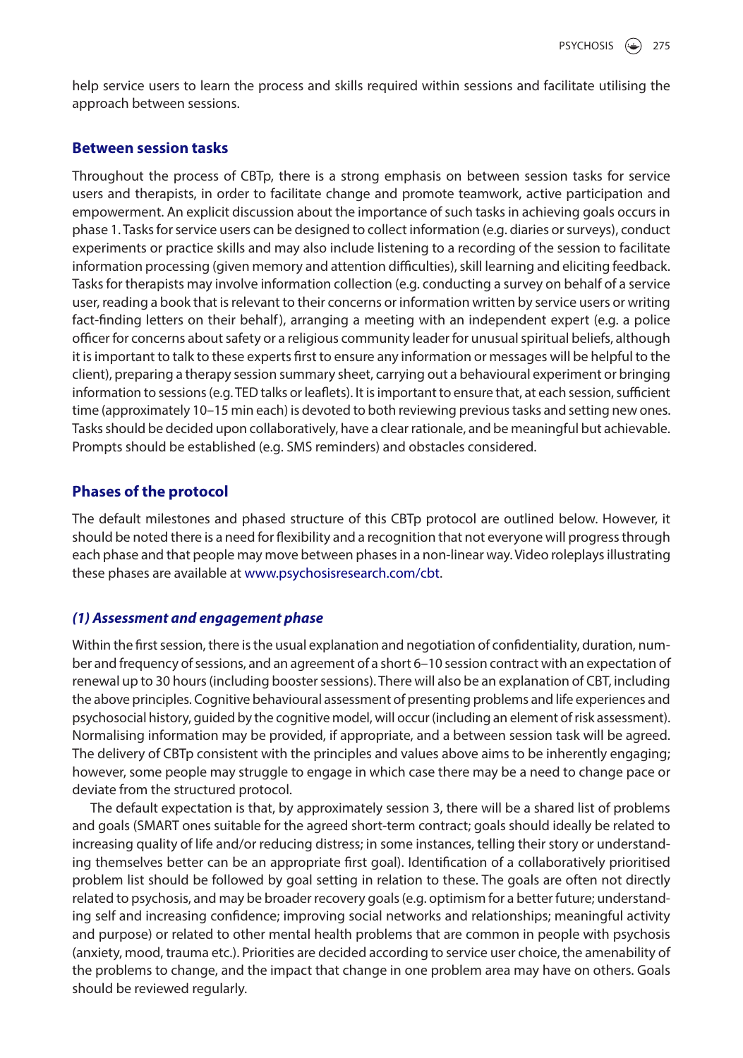help service users to learn the process and skills required within sessions and facilitate utilising the approach between sessions.

## Between session tasks

Throughout the process of CBTp, there is a strong emphasis on between session tasks for service users and therapists, in order to facilitate change and promote teamwork, active participation and empowerment. An explicit discussion about the importance of such tasks in achieving goals occurs in phase 1. Tasks for service users can be designed to collect information (e.g. diaries or surveys), conduct experiments or practice skills and may also include listening to a recording of the session to facilitate information processing (given memory and attention difficulties), skill learning and eliciting feedback. Tasks for therapists may involve information collection (e.g. conducting a survey on behalf of a service user, reading a book that is relevant to their concerns or information written by service users or writing fact-finding letters on their behalf), arranging a meeting with an independent expert (e.g. a police officer for concerns about safety or a religious community leader for unusual spiritual beliefs, although it is important to talk to these experts first to ensure any information or messages will be helpful to the client), preparing a therapy session summary sheet, carrying out a behavioural experiment or bringing information to sessions (e.g. TED talks or leaflets). It is important to ensure that, at each session, sufficient time (approximately 10–15 min each) is devoted to both reviewing previous tasks and setting new ones. Tasks should be decided upon collaboratively, have a clear rationale, and be meaningful but achievable. Prompts should be established (e.g. SMS reminders) and obstacles considered.

## Phases of the protocol

The default milestones and phased structure of this CBTp protocol are outlined below. However, it should be noted there is a need for flexibility and a recognition that not everyone will progress through each phase and that people may move between phases in a non-linear way. Video roleplays illustrating these phases are available at www.psychosisresearch.com/cbt.

### *(1) Assessment and engagement phase*

Within the first session, there is the usual explanation and negotiation of confidentiality, duration, number and frequency of sessions, and an agreement of a short 6–10 session contract with an expectation of renewal up to 30 hours (including booster sessions). There will also be an explanation of CBT, including the above principles. Cognitive behavioural assessment of presenting problems and life experiences and psychosocial history, guided by the cognitive model, will occur (including an element of risk assessment). Normalising information may be provided, if appropriate, and a between session task will be agreed. The delivery of CBTp consistent with the principles and values above aims to be inherently engaging; however, some people may struggle to engage in which case there may be a need to change pace or deviate from the structured protocol.

The default expectation is that, by approximately session 3, there will be a shared list of problems and goals (SMART ones suitable for the agreed short-term contract; goals should ideally be related to increasing quality of life and/or reducing distress; in some instances, telling their story or understanding themselves better can be an appropriate first goal). Identification of a collaboratively prioritised problem list should be followed by goal setting in relation to these. The goals are often not directly related to psychosis, and may be broader recovery goals (e.g. optimism for a better future; understanding self and increasing confidence; improving social networks and relationships; meaningful activity and purpose) or related to other mental health problems that are common in people with psychosis (anxiety, mood, trauma etc.). Priorities are decided according to service user choice, the amenability of the problems to change, and the impact that change in one problem area may have on others. Goals should be reviewed regularly.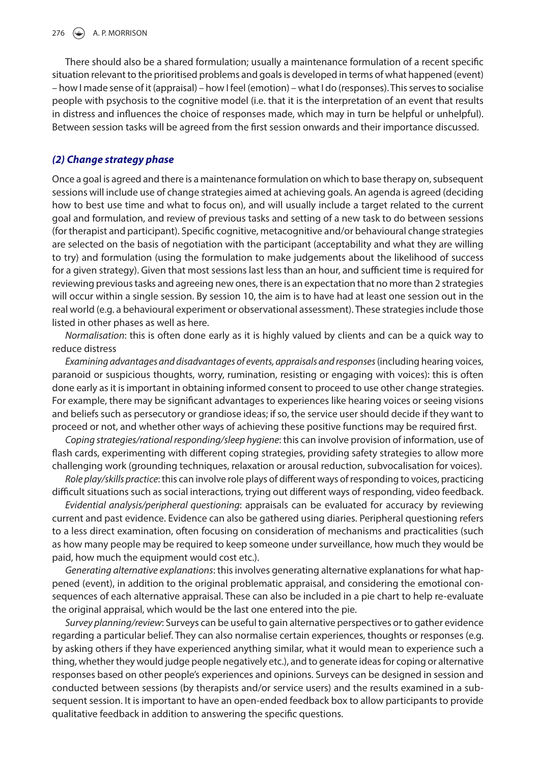There should also be a shared formulation; usually a maintenance formulation of a recent specific situation relevant to the prioritised problems and goals is developed in terms of what happened (event) – how I made sense of it (appraisal) – how I feel (emotion) – what I do (responses). This serves to socialise people with psychosis to the cognitive model (i.e. that it is the interpretation of an event that results in distress and influences the choice of responses made, which may in turn be helpful or unhelpful). Between session tasks will be agreed from the first session onwards and their importance discussed.

### *(2) Change strategy phase*

Once a goal is agreed and there is a maintenance formulation on which to base therapy on, subsequent sessions will include use of change strategies aimed at achieving goals. An agenda is agreed (deciding how to best use time and what to focus on), and will usually include a target related to the current goal and formulation, and review of previous tasks and setting of a new task to do between sessions (for therapist and participant). Specific cognitive, metacognitive and/or behavioural change strategies are selected on the basis of negotiation with the participant (acceptability and what they are willing to try) and formulation (using the formulation to make judgements about the likelihood of success for a given strategy). Given that most sessions last less than an hour, and sufficient time is required for reviewing previous tasks and agreeing new ones, there is an expectation that no more than 2 strategies will occur within a single session. By session 10, the aim is to have had at least one session out in the real world (e.g. a behavioural experiment or observational assessment). These strategies include those listed in other phases as well as here.

*Normalisation*: this is often done early as it is highly valued by clients and can be a quick way to reduce distress

*Examining advantages and disadvantages of events, appraisals and responses* (including hearing voices, paranoid or suspicious thoughts, worry, rumination, resisting or engaging with voices): this is often done early as it is important in obtaining informed consent to proceed to use other change strategies. For example, there may be significant advantages to experiences like hearing voices or seeing visions and beliefs such as persecutory or grandiose ideas; if so, the service user should decide if they want to proceed or not, and whether other ways of achieving these positive functions may be required first.

*Coping strategies/rational responding/sleep hygiene*: this can involve provision of information, use of flash cards, experimenting with different coping strategies, providing safety strategies to allow more challenging work (grounding techniques, relaxation or arousal reduction, subvocalisation for voices).

*Role play/skills practice*: this can involve role plays of different ways of responding to voices, practicing difficult situations such as social interactions, trying out different ways of responding, video feedback.

*Evidential analysis/peripheral questioning*: appraisals can be evaluated for accuracy by reviewing current and past evidence. Evidence can also be gathered using diaries. Peripheral questioning refers to a less direct examination, often focusing on consideration of mechanisms and practicalities (such as how many people may be required to keep someone under surveillance, how much they would be paid, how much the equipment would cost etc.).

*Generating alternative explanations*: this involves generating alternative explanations for what happened (event), in addition to the original problematic appraisal, and considering the emotional consequences of each alternative appraisal. These can also be included in a pie chart to help re-evaluate the original appraisal, which would be the last one entered into the pie.

*Survey planning/review*: Surveys can be useful to gain alternative perspectives or to gather evidence regarding a particular belief. They can also normalise certain experiences, thoughts or responses (e.g. by asking others if they have experienced anything similar, what it would mean to experience such a thing, whether they would judge people negatively etc.), and to generate ideas for coping or alternative responses based on other people's experiences and opinions. Surveys can be designed in session and conducted between sessions (by therapists and/or service users) and the results examined in a subsequent session. It is important to have an open-ended feedback box to allow participants to provide qualitative feedback in addition to answering the specific questions.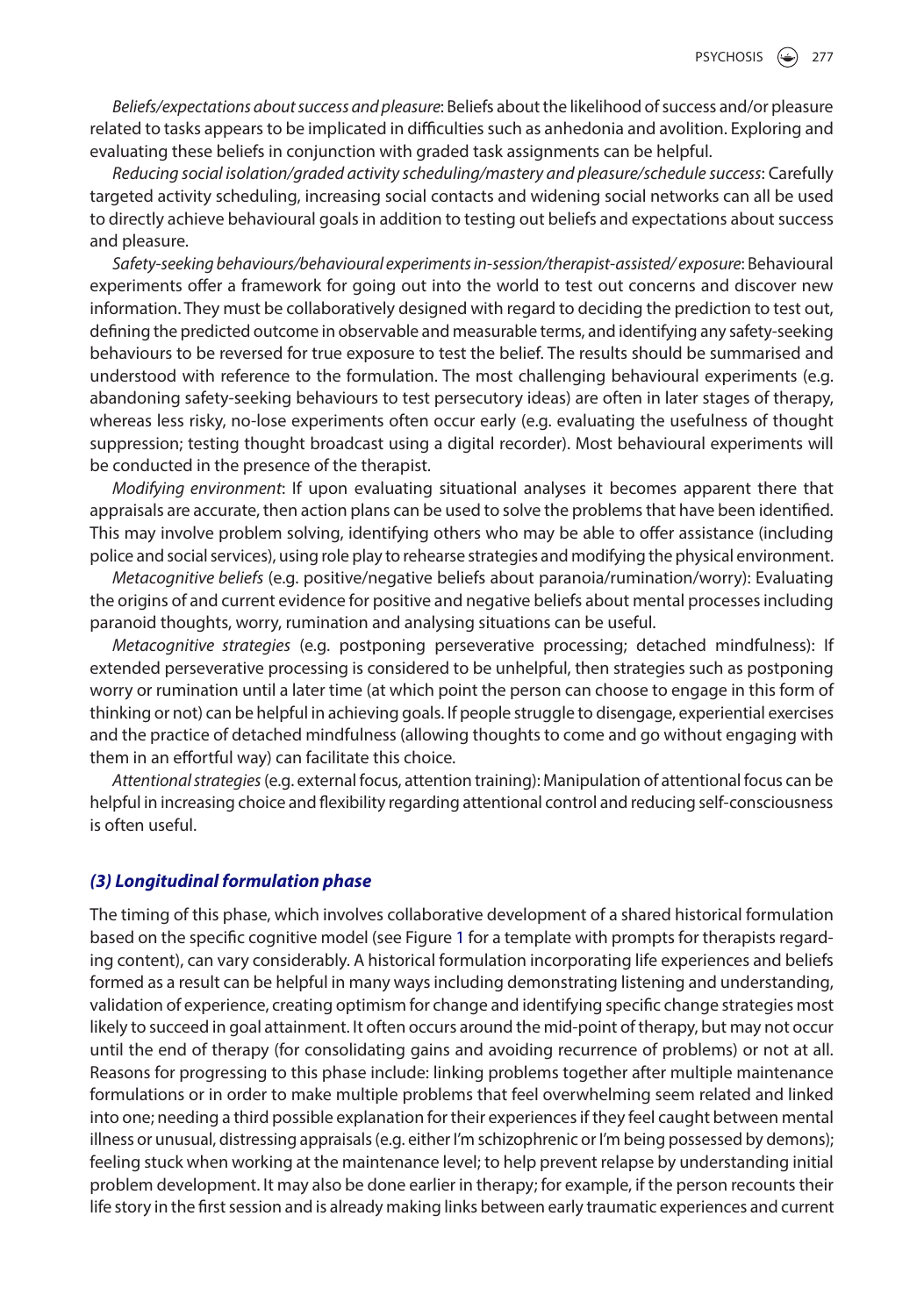*Beliefs/expectations about success and pleasure*: Beliefs about the likelihood of success and/or pleasure related to tasks appears to be implicated in difficulties such as anhedonia and avolition. Exploring and evaluating these beliefs in conjunction with graded task assignments can be helpful.

*Reducing social isolation/graded activity scheduling/mastery and pleasure/schedule success*: Carefully targeted activity scheduling, increasing social contacts and widening social networks can all be used to directly achieve behavioural goals in addition to testing out beliefs and expectations about success and pleasure.

*Safety-seeking behaviours/behavioural experiments in-session/therapist-assisted/ exposure*: Behavioural experiments offer a framework for going out into the world to test out concerns and discover new information. They must be collaboratively designed with regard to deciding the prediction to test out, defining the predicted outcome in observable and measurable terms, and identifying any safety-seeking behaviours to be reversed for true exposure to test the belief. The results should be summarised and understood with reference to the formulation. The most challenging behavioural experiments (e.g. abandoning safety-seeking behaviours to test persecutory ideas) are often in later stages of therapy, whereas less risky, no-lose experiments often occur early (e.g. evaluating the usefulness of thought suppression; testing thought broadcast using a digital recorder). Most behavioural experiments will be conducted in the presence of the therapist.

*Modifying environment*: If upon evaluating situational analyses it becomes apparent there that appraisals are accurate, then action plans can be used to solve the problems that have been identified. This may involve problem solving, identifying others who may be able to offer assistance (including police and social services), using role play to rehearse strategies and modifying the physical environment.

*Metacognitive beliefs* (e.g. positive/negative beliefs about paranoia/rumination/worry): Evaluating the origins of and current evidence for positive and negative beliefs about mental processes including paranoid thoughts, worry, rumination and analysing situations can be useful.

*Metacognitive strategies* (e.g. postponing perseverative processing; detached mindfulness): If extended perseverative processing is considered to be unhelpful, then strategies such as postponing worry or rumination until a later time (at which point the person can choose to engage in this form of thinking or not) can be helpful in achieving goals. If people struggle to disengage, experiential exercises and the practice of detached mindfulness (allowing thoughts to come and go without engaging with them in an effortful way) can facilitate this choice.

*Attentional strategies* (e.g. external focus, attention training): Manipulation of attentional focus can be helpful in increasing choice and flexibility regarding attentional control and reducing self-consciousness is often useful.

### *(3) Longitudinal formulation phase*

The timing of this phase, which involves collaborative development of a shared historical formulation based on the specific cognitive model (see Figure 1 for a template with prompts for therapists regarding content), can vary considerably. A historical formulation incorporating life experiences and beliefs formed as a result can be helpful in many ways including demonstrating listening and understanding, validation of experience, creating optimism for change and identifying specific change strategies most likely to succeed in goal attainment. It often occurs around the mid-point of therapy, but may not occur until the end of therapy (for consolidating gains and avoiding recurrence of problems) or not at all. Reasons for progressing to this phase include: linking problems together after multiple maintenance formulations or in order to make multiple problems that feel overwhelming seem related and linked into one; needing a third possible explanation for their experiences if they feel caught between mental illness or unusual, distressing appraisals (e.g. either I'm schizophrenic or I'm being possessed by demons); feeling stuck when working at the maintenance level; to help prevent relapse by understanding initial problem development. It may also be done earlier in therapy; for example, if the person recounts their life story in the first session and is already making links between early traumatic experiences and current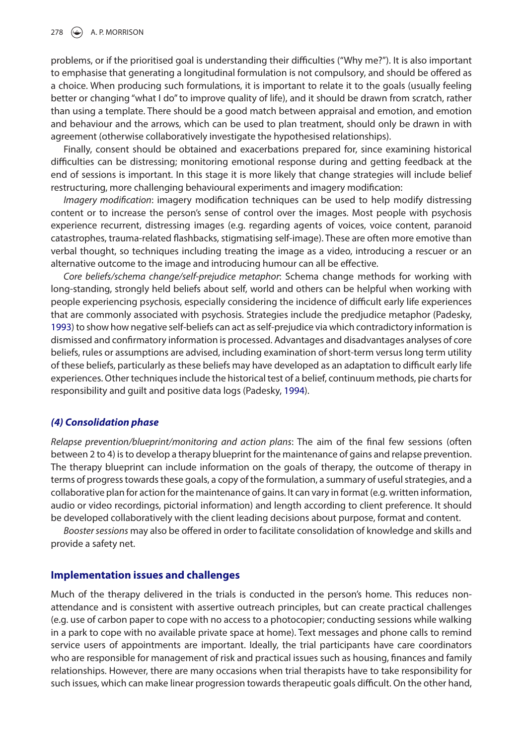problems, or if the prioritised goal is understanding their difficulties ("Why me?"). It is also important to emphasise that generating a longitudinal formulation is not compulsory, and should be offered as a choice. When producing such formulations, it is important to relate it to the goals (usually feeling better or changing "what I do" to improve quality of life), and it should be drawn from scratch, rather than using a template. There should be a good match between appraisal and emotion, and emotion and behaviour and the arrows, which can be used to plan treatment, should only be drawn in with agreement (otherwise collaboratively investigate the hypothesised relationships).

Finally, consent should be obtained and exacerbations prepared for, since examining historical difficulties can be distressing; monitoring emotional response during and getting feedback at the end of sessions is important. In this stage it is more likely that change strategies will include belief restructuring, more challenging behavioural experiments and imagery modification:

*Imagery modification*: imagery modification techniques can be used to help modify distressing content or to increase the person's sense of control over the images. Most people with psychosis experience recurrent, distressing images (e.g. regarding agents of voices, voice content, paranoid catastrophes, trauma-related flashbacks, stigmatising self-image). These are often more emotive than verbal thought, so techniques including treating the image as a video, introducing a rescuer or an alternative outcome to the image and introducing humour can all be effective.

*Core beliefs/schema change/self-prejudice metaphor*: Schema change methods for working with long-standing, strongly held beliefs about self, world and others can be helpful when working with people experiencing psychosis, especially considering the incidence of difficult early life experiences that are commonly associated with psychosis. Strategies include the predjudice metaphor (Padesky, 1993) to show how negative self-beliefs can act as self-prejudice via which contradictory information is dismissed and confirmatory information is processed. Advantages and disadvantages analyses of core beliefs, rules or assumptions are advised, including examination of short-term versus long term utility of these beliefs, particularly as these beliefs may have developed as an adaptation to difficult early life experiences. Other techniques include the historical test of a belief, continuum methods, pie charts for responsibility and guilt and positive data logs (Padesky, 1994).

### *(4) Consolidation phase*

*Relapse prevention/blueprint/monitoring and action plans*: The aim of the final few sessions (often between 2 to 4) is to develop a therapy blueprint for the maintenance of gains and relapse prevention. The therapy blueprint can include information on the goals of therapy, the outcome of therapy in terms of progress towards these goals, a copy of the formulation, a summary of useful strategies, and a collaborative plan for action for the maintenance of gains. It can vary in format (e.g. written information, audio or video recordings, pictorial information) and length according to client preference. It should be developed collaboratively with the client leading decisions about purpose, format and content.

*Booster sessions* may also be offered in order to facilitate consolidation of knowledge and skills and provide a safety net.

## Implementation issues and challenges

Much of the therapy delivered in the trials is conducted in the person's home. This reduces non-attendance and is consistent with assertive outreach principles, but can create practical challenges (e.g. use of carbon paper to cope with no access to a photocopier; conducting sessions while walking in a park to cope with no available private space at home). Text messages and phone calls to remind service users of appointments are important. Ideally, the trial participants have care coordinators who are responsible for management of risk and practical issues such as housing, finances and family relationships. However, there are many occasions when trial therapists have to take responsibility for such issues, which can make linear progression towards therapeutic goals difficult. On the other hand,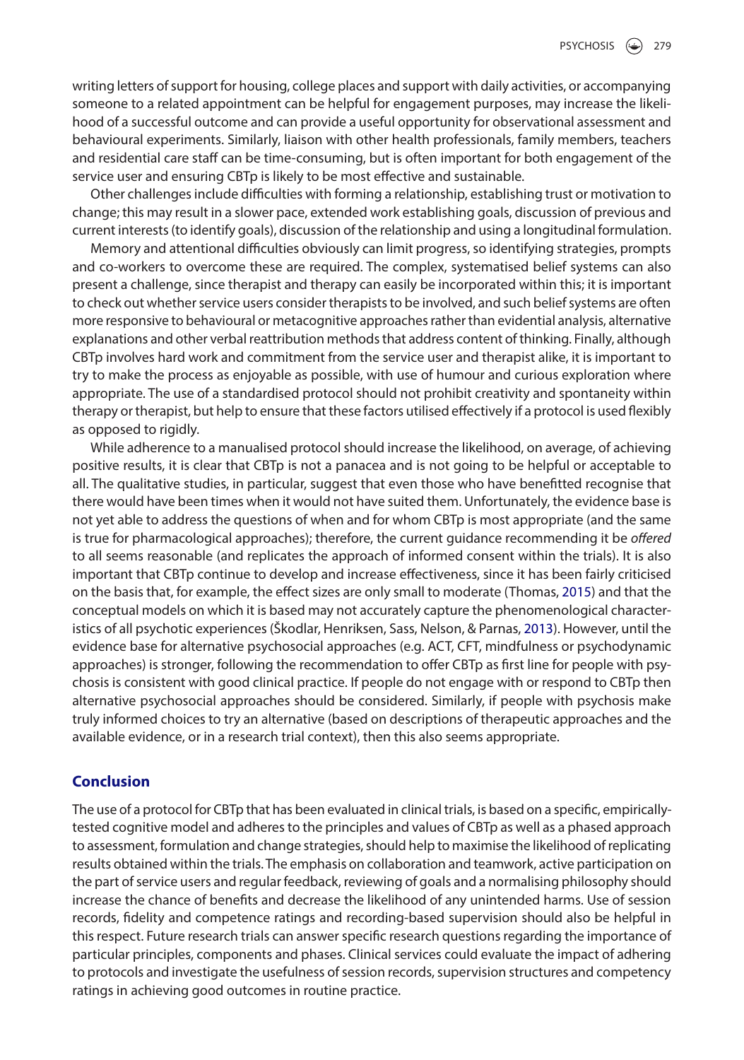writing letters of support for housing, college places and support with daily activities, or accompanying someone to a related appointment can be helpful for engagement purposes, may increase the likelihood of a successful outcome and can provide a useful opportunity for observational assessment and behavioural experiments. Similarly, liaison with other health professionals, family members, teachers and residential care staff can be time-consuming, but is often important for both engagement of the service user and ensuring CBTp is likely to be most effective and sustainable.

Other challenges include difficulties with forming a relationship, establishing trust or motivation to change; this may result in a slower pace, extended work establishing goals, discussion of previous and current interests (to identify goals), discussion of the relationship and using a longitudinal formulation.

Memory and attentional difficulties obviously can limit progress, so identifying strategies, prompts and co-workers to overcome these are required. The complex, systematised belief systems can also present a challenge, since therapist and therapy can easily be incorporated within this; it is important to check out whether service users consider therapists to be involved, and such belief systems are often more responsive to behavioural or metacognitive approaches rather than evidential analysis, alternative explanations and other verbal reattribution methods that address content of thinking. Finally, although CBTp involves hard work and commitment from the service user and therapist alike, it is important to try to make the process as enjoyable as possible, with use of humour and curious exploration where appropriate. The use of a standardised protocol should not prohibit creativity and spontaneity within therapy or therapist, but help to ensure that these factors utilised effectively if a protocol is used flexibly as opposed to rigidly.

While adherence to a manualised protocol should increase the likelihood, on average, of achieving positive results, it is clear that CBTp is not a panacea and is not going to be helpful or acceptable to all. The qualitative studies, in particular, suggest that even those who have benefitted recognise that there would have been times when it would not have suited them. Unfortunately, the evidence base is not yet able to address the questions of when and for whom CBTp is most appropriate (and the same is true for pharmacological approaches); therefore, the current guidance recommending it be *offered* to all seems reasonable (and replicates the approach of informed consent within the trials). It is also important that CBTp continue to develop and increase effectiveness, since it has been fairly criticised on the basis that, for example, the effect sizes are only small to moderate (Thomas, 2015) and that the conceptual models on which it is based may not accurately capture the phenomenological characteristics of all psychotic experiences (Škodlar, Henriksen, Sass, Nelson, & Parnas, 2013). However, until the evidence base for alternative psychosocial approaches (e.g. ACT, CFT, mindfulness or psychodynamic approaches) is stronger, following the recommendation to offer CBTp as first line for people with psychosis is consistent with good clinical practice. If people do not engage with or respond to CBTp then alternative psychosocial approaches should be considered. Similarly, if people with psychosis make truly informed choices to try an alternative (based on descriptions of therapeutic approaches and the available evidence, or in a research trial context), then this also seems appropriate.

## Conclusion

The use of a protocol for CBTp that has been evaluated in clinical trials, is based on a specific, empirically-tested cognitive model and adheres to the principles and values of CBTp as well as a phased approach to assessment, formulation and change strategies, should help to maximise the likelihood of replicating results obtained within the trials. The emphasis on collaboration and teamwork, active participation on the part of service users and regular feedback, reviewing of goals and a normalising philosophy should increase the chance of benefits and decrease the likelihood of any unintended harms. Use of session records, fidelity and competence ratings and recording-based supervision should also be helpful in this respect. Future research trials can answer specific research questions regarding the importance of particular principles, components and phases. Clinical services could evaluate the impact of adhering to protocols and investigate the usefulness of session records, supervision structures and competency ratings in achieving good outcomes in routine practice.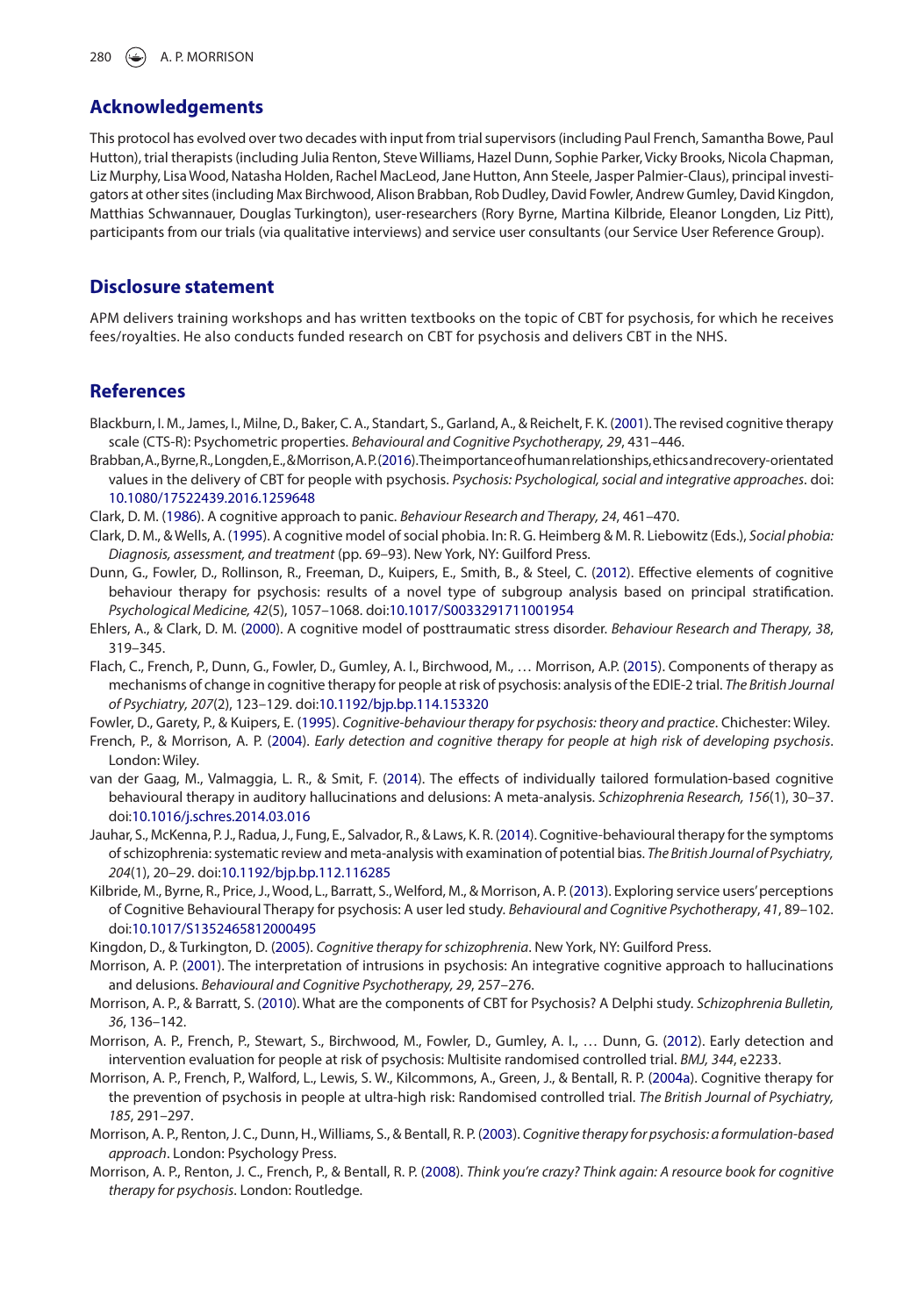## Acknowledgements

This protocol has evolved over two decades with input from trial supervisors (including Paul French, Samantha Bowe, Paul Hutton), trial therapists (including Julia Renton, Steve Williams, Hazel Dunn, Sophie Parker, Vicky Brooks, Nicola Chapman, Liz Murphy, Lisa Wood, Natasha Holden, Rachel MacLeod, Jane Hutton, Ann Steele, Jasper Palmier-Claus), principal investigators at other sites (including Max Birchwood, Alison Brabban, Rob Dudley, David Fowler, Andrew Gumley, David Kingdon, Matthias Schwannauer, Douglas Turkington), user-researchers (Rory Byrne, Martina Kilbride, Eleanor Longden, Liz Pitt), participants from our trials (via qualitative interviews) and service user consultants (our Service User Reference Group).

## Disclosure statement

APM delivers training workshops and has written textbooks on the topic of CBT for psychosis, for which he receives fees/royalties. He also conducts funded research on CBT for psychosis and delivers CBT in the NHS.

## References

Blackburn, I. M., James, I., Milne, D., Baker, C. A., Standart, S., Garland, A., & Reichelt, F. K. (2001). The revised cognitive therapy scale (CTS-R): Psychometric properties. *Behavioural and Cognitive Psychotherapy, 29*, 431–446.

Brabban, A., Byrne, R., Longden, E., & Morrison, A. P. (2016). The importance of human relationships, ethics and recovery-orientated values in the delivery of CBT for people with psychosis. *Psychosis: Psychological, social and integrative approaches*. doi: 10.1080/17522439.2016.1259648

Clark, D. M. (1986). A cognitive approach to panic. *Behaviour Research and Therapy, 24*, 461–470.

Clark, D. M., & Wells, A. (1995). A cognitive model of social phobia. In: R. G. Heimberg & M. R. Liebowitz (Eds.), *Social phobia: Diagnosis, assessment, and treatment* (pp. 69–93). New York, NY: Guilford Press.

Dunn, G., Fowler, D., Rollinson, R., Freeman, D., Kuipers, E., Smith, B., & Steel, C. (2012). Effective elements of cognitive behaviour therapy for psychosis: results of a novel type of subgroup analysis based on principal stratification. *Psychological Medicine, 42*(5), 1057–1068. doi:10.1017/S0033291711001954

Ehlers, A., & Clark, D. M. (2000). A cognitive model of posttraumatic stress disorder. *Behaviour Research and Therapy, 38*, 319–345.

Flach, C., French, P., Dunn, G., Fowler, D., Gumley, A. I., Birchwood, M., … Morrison, A.P. (2015). Components of therapy as mechanisms of change in cognitive therapy for people at risk of psychosis: analysis of the EDIE-2 trial. *The British Journal of Psychiatry, 207*(2), 123–129. doi:10.1192/bjp.bp.114.153320

Fowler, D., Garety, P., & Kuipers, E. (1995). *Cognitive-behaviour therapy for psychosis: theory and practice*. Chichester: Wiley.

French, P., & Morrison, A. P. (2004). *Early detection and cognitive therapy for people at high risk of developing psychosis*. London: Wiley.

van der Gaag, M., Valmaggia, L. R., & Smit, F. (2014). The effects of individually tailored formulation-based cognitive behavioural therapy in auditory hallucinations and delusions: A meta-analysis. *Schizophrenia Research, 156*(1), 30–37. doi:10.1016/j.schres.2014.03.016

Jauhar, S., McKenna, P. J., Radua, J., Fung, E., Salvador, R., & Laws, K. R. (2014). Cognitive-behavioural therapy for the symptoms of schizophrenia: systematic review and meta-analysis with examination of potential bias. *The British Journal of Psychiatry, 204*(1), 20–29. doi:10.1192/bjp.bp.112.116285

Kilbride, M., Byrne, R., Price, J., Wood, L., Barratt, S., Welford, M., & Morrison, A. P. (2013). Exploring service users' perceptions of Cognitive Behavioural Therapy for psychosis: A user led study. *Behavioural and Cognitive Psychotherapy*, *41*, 89–102. doi:10.1017/S1352465812000495

Kingdon, D., & Turkington, D. (2005). *Cognitive therapy for schizophrenia*. New York, NY: Guilford Press.

Morrison, A. P. (2001). The interpretation of intrusions in psychosis: An integrative cognitive approach to hallucinations and delusions. *Behavioural and Cognitive Psychotherapy, 29*, 257–276.

Morrison, A. P., & Barratt, S. (2010). What are the components of CBT for Psychosis? A Delphi study. *Schizophrenia Bulletin, 36*, 136–142.

Morrison, A. P., French, P., Stewart, S., Birchwood, M., Fowler, D., Gumley, A. I., … Dunn, G. (2012). Early detection and intervention evaluation for people at risk of psychosis: Multisite randomised controlled trial. *BMJ, 344*, e2233.

Morrison, A. P., French, P., Walford, L., Lewis, S. W., Kilcommons, A., Green, J., & Bentall, R. P. (2004a). Cognitive therapy for the prevention of psychosis in people at ultra-high risk: Randomised controlled trial. *The British Journal of Psychiatry, 185*, 291–297.

Morrison, A. P., Renton, J. C., Dunn, H., Williams, S., & Bentall, R. P. (2003). *Cognitive therapy for psychosis: a formulation-based approach*. London: Psychology Press.

Morrison, A. P., Renton, J. C., French, P., & Bentall, R. P. (2008). *Think you're crazy? Think again: A resource book for cognitive therapy for psychosis*. London: Routledge.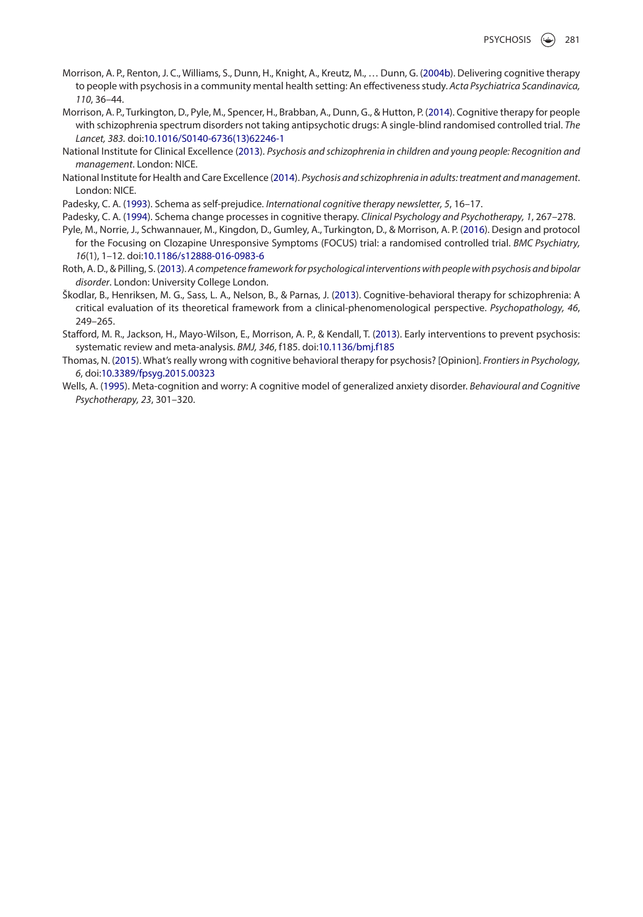Morrison, A. P., Renton, J. C., Williams, S., Dunn, H., Knight, A., Kreutz, M., … Dunn, G. (2004b). Delivering cognitive therapy to people with psychosis in a community mental health setting: An effectiveness study. *Acta Psychiatrica Scandinavica, 110*, 36–44.

Morrison, A. P., Turkington, D., Pyle, M., Spencer, H., Brabban, A., Dunn, G., & Hutton, P. (2014). Cognitive therapy for people with schizophrenia spectrum disorders not taking antipsychotic drugs: A single-blind randomised controlled trial. *The Lancet, 383*. doi:10.1016/S0140-6736(13)62246-1

National Institute for Clinical Excellence (2013). *Psychosis and schizophrenia in children and young people: Recognition and management*. London: NICE.

National Institute for Health and Care Excellence (2014). *Psychosis and schizophrenia in adults: treatment and management*. London: NICE.

Padesky, C. A. (1993). Schema as self-prejudice. *International cognitive therapy newsletter, 5*, 16–17.

Padesky, C. A. (1994). Schema change processes in cognitive therapy. *Clinical Psychology and Psychotherapy, 1*, 267–278.

Pyle, M., Norrie, J., Schwannauer, M., Kingdon, D., Gumley, A., Turkington, D., & Morrison, A. P. (2016). Design and protocol for the Focusing on Clozapine Unresponsive Symptoms (FOCUS) trial: a randomised controlled trial. *BMC Psychiatry, 16*(1), 1–12. doi:10.1186/s12888-016-0983-6

Roth, A. D., & Pilling, S. (2013). *A competence framework for psychological interventions with people with psychosis and bipolar disorder*. London: University College London.

Škodlar, B., Henriksen, M. G., Sass, L. A., Nelson, B., & Parnas, J. (2013). Cognitive-behavioral therapy for schizophrenia: A critical evaluation of its theoretical framework from a clinical-phenomenological perspective. *Psychopathology, 46*, 249–265.

Stafford, M. R., Jackson, H., Mayo-Wilson, E., Morrison, A. P., & Kendall, T. (2013). Early interventions to prevent psychosis: systematic review and meta-analysis. *BMJ, 346*, f185. doi:10.1136/bmj.f185

Thomas, N. (2015). What's really wrong with cognitive behavioral therapy for psychosis? [Opinion]. *Frontiers in Psychology, 6*, doi:10.3389/fpsyg.2015.00323

Wells, A. (1995). Meta-cognition and worry: A cognitive model of generalized anxiety disorder. *Behavioural and Cognitive Psychotherapy, 23*, 301–320.